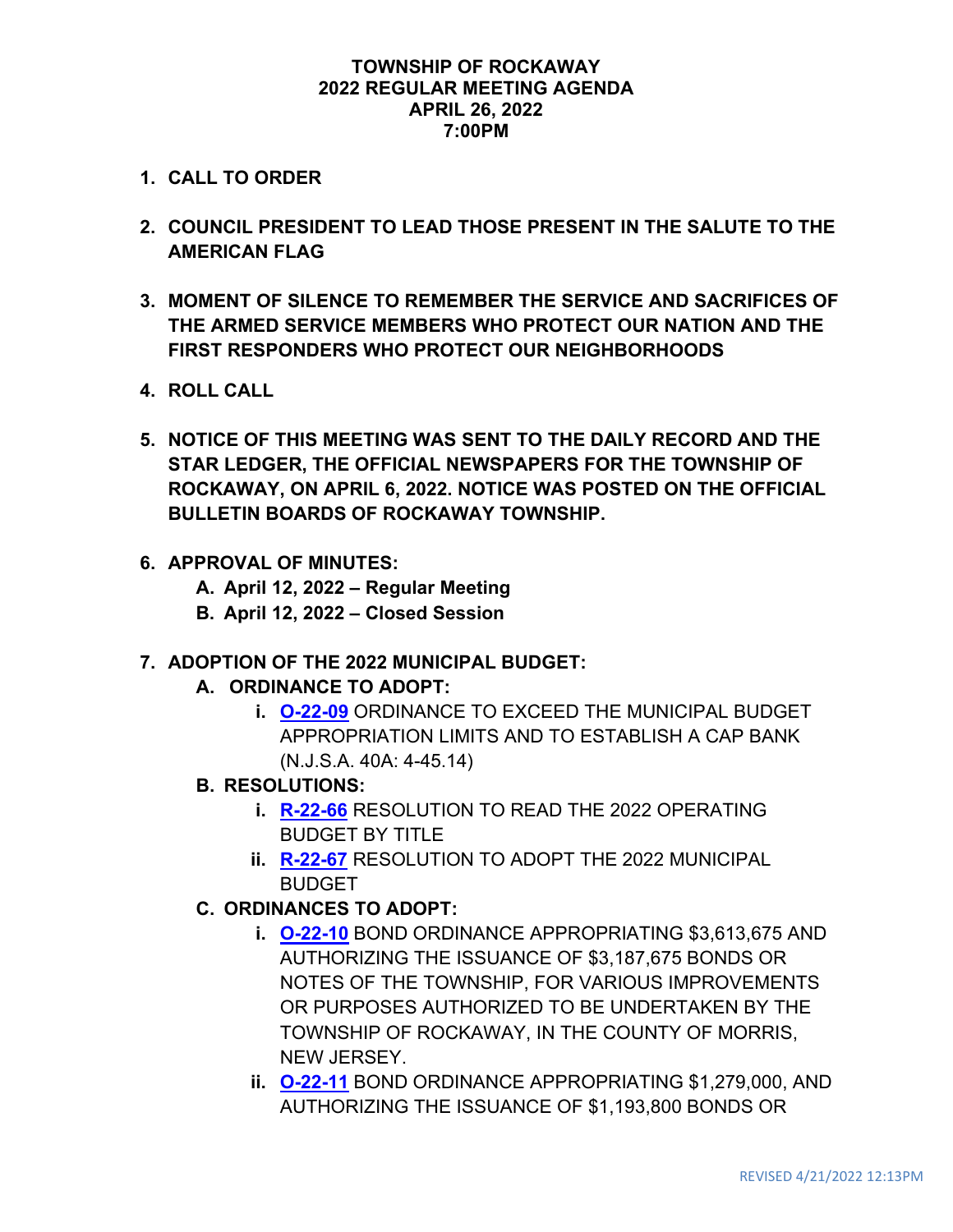# TOWNSHIP OF ROCKAWAY
## 2022 REGULAR MEETING AGENDA
## APRIL 26, 2022
## 7:00PM

1. **CALL TO ORDER**

2. **COUNCIL PRESIDENT TO LEAD THOSE PRESENT IN THE SALUTE TO THE AMERICAN FLAG**

3. **MOMENT OF SILENCE TO REMEMBER THE SERVICE AND SACRIFICES OF THE ARMED SERVICE MEMBERS WHO PROTECT OUR NATION AND THE FIRST RESPONDERS WHO PROTECT OUR NEIGHBORHOODS**

4. **ROLL CALL**

5. **NOTICE OF THIS MEETING WAS SENT TO THE DAILY RECORD AND THE STAR LEDGER, THE OFFICIAL NEWSPAPERS FOR THE TOWNSHIP OF ROCKAWAY, ON APRIL 6, 2022. NOTICE WAS POSTED ON THE OFFICIAL BULLETIN BOARDS OF ROCKAWAY TOWNSHIP.**

6. **APPROVAL OF MINUTES:**
   - **A. April 12, 2022 – Regular Meeting**
   - **B. April 12, 2022 – Closed Session**

7. **ADOPTION OF THE 2022 MUNICIPAL BUDGET:**
   - **A. ORDINANCE TO ADOPT:**
     - **i. O-22-09** ORDINANCE TO EXCEED THE MUNICIPAL BUDGET APPROPRIATION LIMITS AND TO ESTABLISH A CAP BANK (N.J.S.A. 40A: 4-45.14)
   - **B. RESOLUTIONS:**
     - **i. R-22-66** RESOLUTION TO READ THE 2022 OPERATING BUDGET BY TITLE
     - **ii. R-22-67** RESOLUTION TO ADOPT THE 2022 MUNICIPAL BUDGET
   - **C. ORDINANCES TO ADOPT:**
     - **i. O-22-10** BOND ORDINANCE APPROPRIATING $3,613,675 AND AUTHORIZING THE ISSUANCE OF $3,187,675 BONDS OR NOTES OF THE TOWNSHIP, FOR VARIOUS IMPROVEMENTS OR PURPOSES AUTHORIZED TO BE UNDERTAKEN BY THE TOWNSHIP OF ROCKAWAY, IN THE COUNTY OF MORRIS, NEW JERSEY.
     - **ii. O-22-11** BOND ORDINANCE APPROPRIATING $1,279,000, AND AUTHORIZING THE ISSUANCE OF $1,193,800 BONDS OR

REVISED 4/21/2022 12:13PM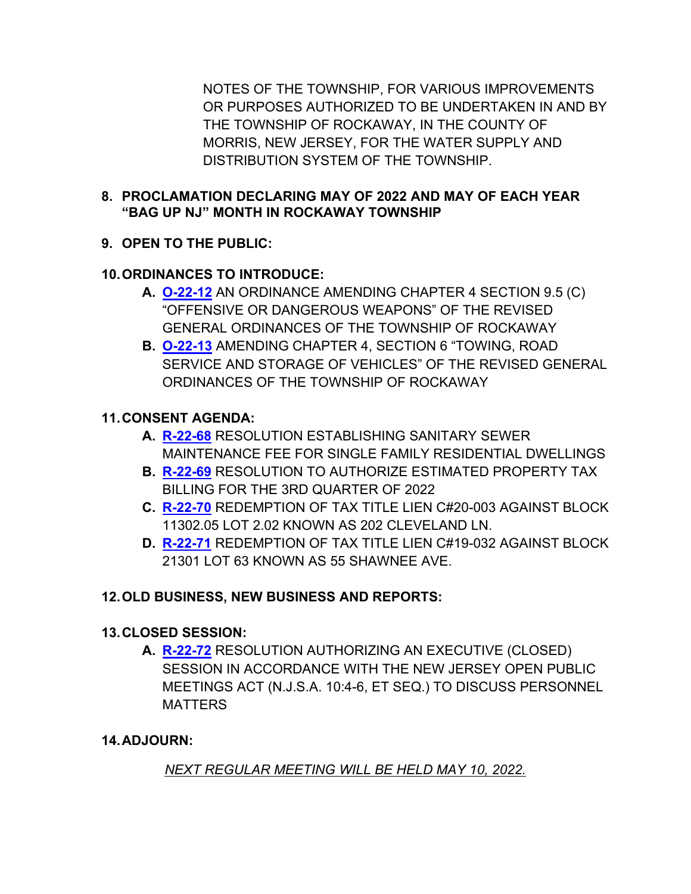NOTES OF THE TOWNSHIP, FOR VARIOUS IMPROVEMENTS OR PURPOSES AUTHORIZED TO BE UNDERTAKEN IN AND BY THE TOWNSHIP OF ROCKAWAY, IN THE COUNTY OF MORRIS, NEW JERSEY, FOR THE WATER SUPPLY AND DISTRIBUTION SYSTEM OF THE TOWNSHIP.

8. **PROCLAMATION DECLARING MAY OF 2022 AND MAY OF EACH YEAR "BAG UP NJ" MONTH IN ROCKAWAY TOWNSHIP**

9. **OPEN TO THE PUBLIC:**

10. **ORDINANCES TO INTRODUCE:**
    - **A.** O-22-12 AN ORDINANCE AMENDING CHAPTER 4 SECTION 9.5 (C) "OFFENSIVE OR DANGEROUS WEAPONS" OF THE REVISED GENERAL ORDINANCES OF THE TOWNSHIP OF ROCKAWAY
    - **B.** O-22-13 AMENDING CHAPTER 4, SECTION 6 "TOWING, ROAD SERVICE AND STORAGE OF VEHICLES" OF THE REVISED GENERAL ORDINANCES OF THE TOWNSHIP OF ROCKAWAY

11. **CONSENT AGENDA:**
    - **A.** R-22-68 RESOLUTION ESTABLISHING SANITARY SEWER MAINTENANCE FEE FOR SINGLE FAMILY RESIDENTIAL DWELLINGS
    - **B.** R-22-69 RESOLUTION TO AUTHORIZE ESTIMATED PROPERTY TAX BILLING FOR THE 3RD QUARTER OF 2022
    - **C.** R-22-70 REDEMPTION OF TAX TITLE LIEN C#20-003 AGAINST BLOCK 11302.05 LOT 2.02 KNOWN AS 202 CLEVELAND LN.
    - **D.** R-22-71 REDEMPTION OF TAX TITLE LIEN C#19-032 AGAINST BLOCK 21301 LOT 63 KNOWN AS 55 SHAWNEE AVE.

12. **OLD BUSINESS, NEW BUSINESS AND REPORTS:**

13. **CLOSED SESSION:**
    - **A.** R-22-72 RESOLUTION AUTHORIZING AN EXECUTIVE (CLOSED) SESSION IN ACCORDANCE WITH THE NEW JERSEY OPEN PUBLIC MEETINGS ACT (N.J.S.A. 10:4-6, ET SEQ.) TO DISCUSS PERSONNEL MATTERS

14. **ADJOURN:**

*NEXT REGULAR MEETING WILL BE HELD MAY 10, 2022.*